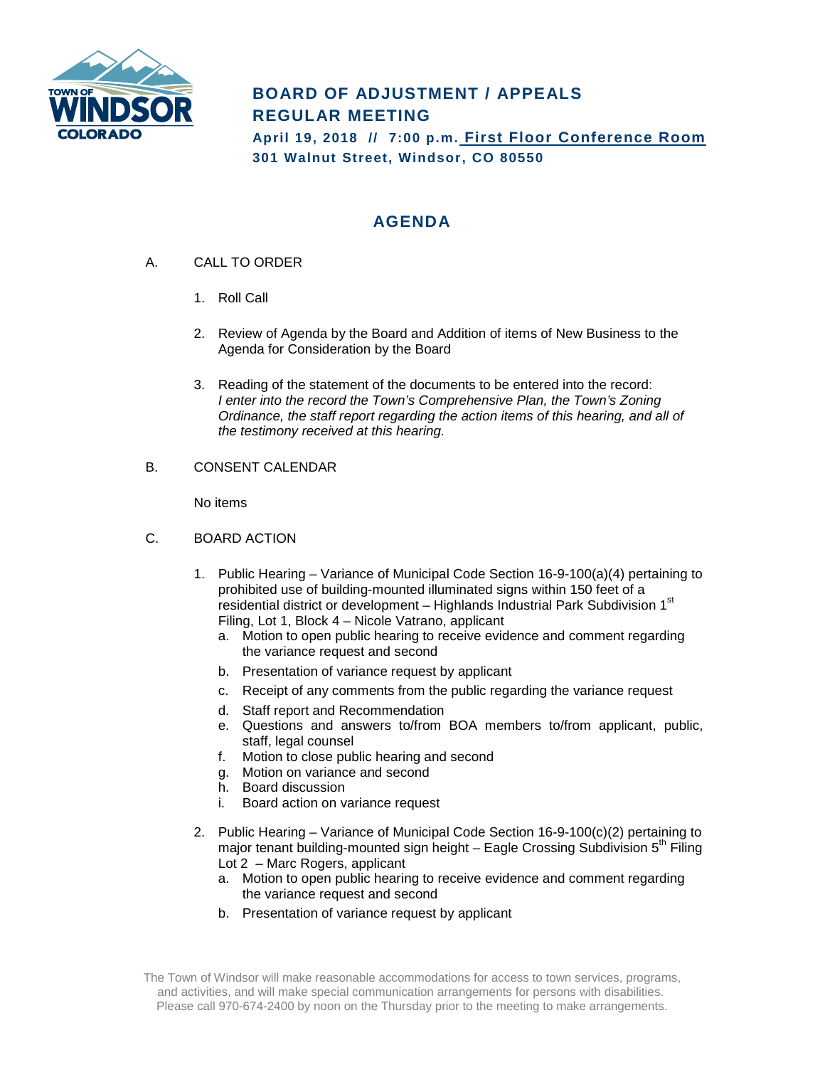# BOARD OF ADJUSTMENT / APPEALS REGULAR MEETING

**April 19, 2018 // 7:00 p.m. First Floor Conference Room**
**301 Walnut Street, Windsor, CO 80550**

## AGENDA

A. CALL TO ORDER

1. Roll Call
2. Review of Agenda by the Board and Addition of items of New Business to the Agenda for Consideration by the Board
3. Reading of the statement of the documents to be entered into the record: *I enter into the record the Town's Comprehensive Plan, the Town's Zoning Ordinance, the staff report regarding the action items of this hearing, and all of the testimony received at this hearing.*

B. CONSENT CALENDAR

No items

C. BOARD ACTION

1. Public Hearing – Variance of Municipal Code Section 16-9-100(a)(4) pertaining to prohibited use of building-mounted illuminated signs within 150 feet of a residential district or development – Highlands Industrial Park Subdivision 1st Filing, Lot 1, Block 4 – Nicole Vatrano, applicant
   a. Motion to open public hearing to receive evidence and comment regarding the variance request and second
   b. Presentation of variance request by applicant
   c. Receipt of any comments from the public regarding the variance request
   d. Staff report and Recommendation
   e. Questions and answers to/from BOA members to/from applicant, public, staff, legal counsel
   f. Motion to close public hearing and second
   g. Motion on variance and second
   h. Board discussion
   i. Board action on variance request
2. Public Hearing – Variance of Municipal Code Section 16-9-100(c)(2) pertaining to major tenant building-mounted sign height – Eagle Crossing Subdivision 5th Filing Lot 2 – Marc Rogers, applicant
   a. Motion to open public hearing to receive evidence and comment regarding the variance request and second
   b. Presentation of variance request by applicant

The Town of Windsor will make reasonable accommodations for access to town services, programs, and activities, and will make special communication arrangements for persons with disabilities. Please call 970-674-2400 by noon on the Thursday prior to the meeting to make arrangements.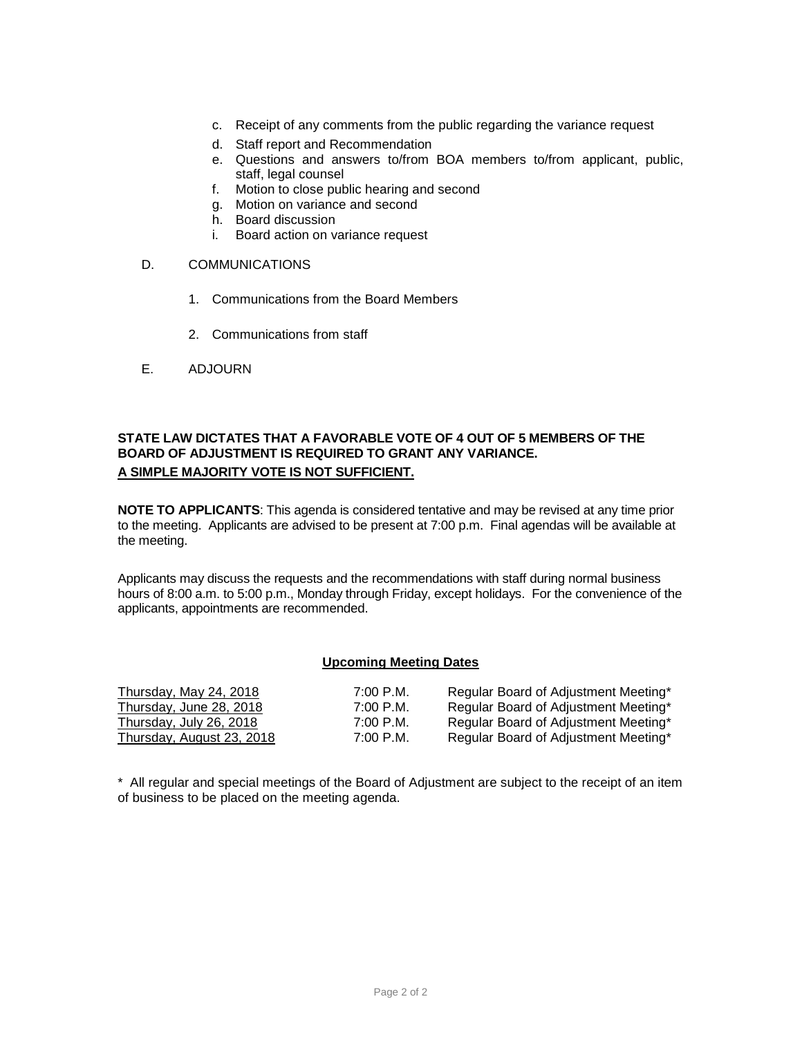c. Receipt of any comments from the public regarding the variance request
d. Staff report and Recommendation
e. Questions and answers to/from BOA members to/from applicant, public, staff, legal counsel
f. Motion to close public hearing and second
g. Motion on variance and second
h. Board discussion
i. Board action on variance request

D. COMMUNICATIONS

1. Communications from the Board Members

2. Communications from staff

E. ADJOURN

**STATE LAW DICTATES THAT A FAVORABLE VOTE OF 4 OUT OF 5 MEMBERS OF THE BOARD OF ADJUSTMENT IS REQUIRED TO GRANT ANY VARIANCE.**
**A SIMPLE MAJORITY VOTE IS NOT SUFFICIENT.**

**NOTE TO APPLICANTS**: This agenda is considered tentative and may be revised at any time prior to the meeting. Applicants are advised to be present at 7:00 p.m. Final agendas will be available at the meeting.

Applicants may discuss the requests and the recommendations with staff during normal business hours of 8:00 a.m. to 5:00 p.m., Monday through Friday, except holidays. For the convenience of the applicants, appointments are recommended.

**Upcoming Meeting Dates**

| | | |
|---|---|---|
| Thursday, May 24, 2018 | 7:00 P.M. | Regular Board of Adjustment Meeting* |
| Thursday, June 28, 2018 | 7:00 P.M. | Regular Board of Adjustment Meeting* |
| Thursday, July 26, 2018 | 7:00 P.M. | Regular Board of Adjustment Meeting* |
| Thursday, August 23, 2018 | 7:00 P.M. | Regular Board of Adjustment Meeting* |

* All regular and special meetings of the Board of Adjustment are subject to the receipt of an item of business to be placed on the meeting agenda.